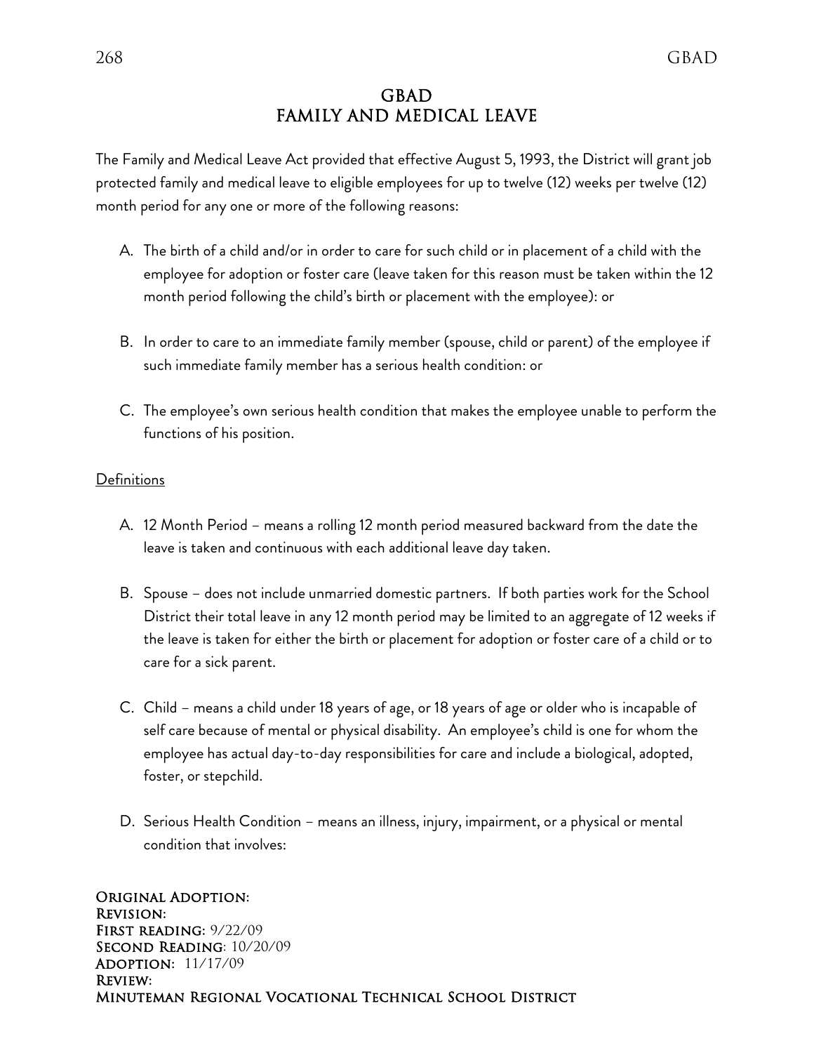# GBAD
# FAMILY AND MEDICAL LEAVE

The Family and Medical Leave Act provided that effective August 5, 1993, the District will grant job protected family and medical leave to eligible employees for up to twelve (12) weeks per twelve (12) month period for any one or more of the following reasons:

A. The birth of a child and/or in order to care for such child or in placement of a child with the employee for adoption or foster care (leave taken for this reason must be taken within the 12 month period following the child's birth or placement with the employee): or

B. In order to care to an immediate family member (spouse, child or parent) of the employee if such immediate family member has a serious health condition: or

C. The employee's own serious health condition that makes the employee unable to perform the functions of his position.

<u>Definitions</u>

A. 12 Month Period – means a rolling 12 month period measured backward from the date the leave is taken and continuous with each additional leave day taken.

B. Spouse – does not include unmarried domestic partners. If both parties work for the School District their total leave in any 12 month period may be limited to an aggregate of 12 weeks if the leave is taken for either the birth or placement for adoption or foster care of a child or to care for a sick parent.

C. Child – means a child under 18 years of age, or 18 years of age or older who is incapable of self care because of mental or physical disability. An employee's child is one for whom the employee has actual day-to-day responsibilities for care and include a biological, adopted, foster, or stepchild.

D. Serious Health Condition – means an illness, injury, impairment, or a physical or mental condition that involves:

**Original Adoption:**
**Revision:**
**First reading:** 9/22/09
**Second Reading:** 10/20/09
**Adoption:** 11/17/09
**Review:**
**Minuteman Regional Vocational Technical School District**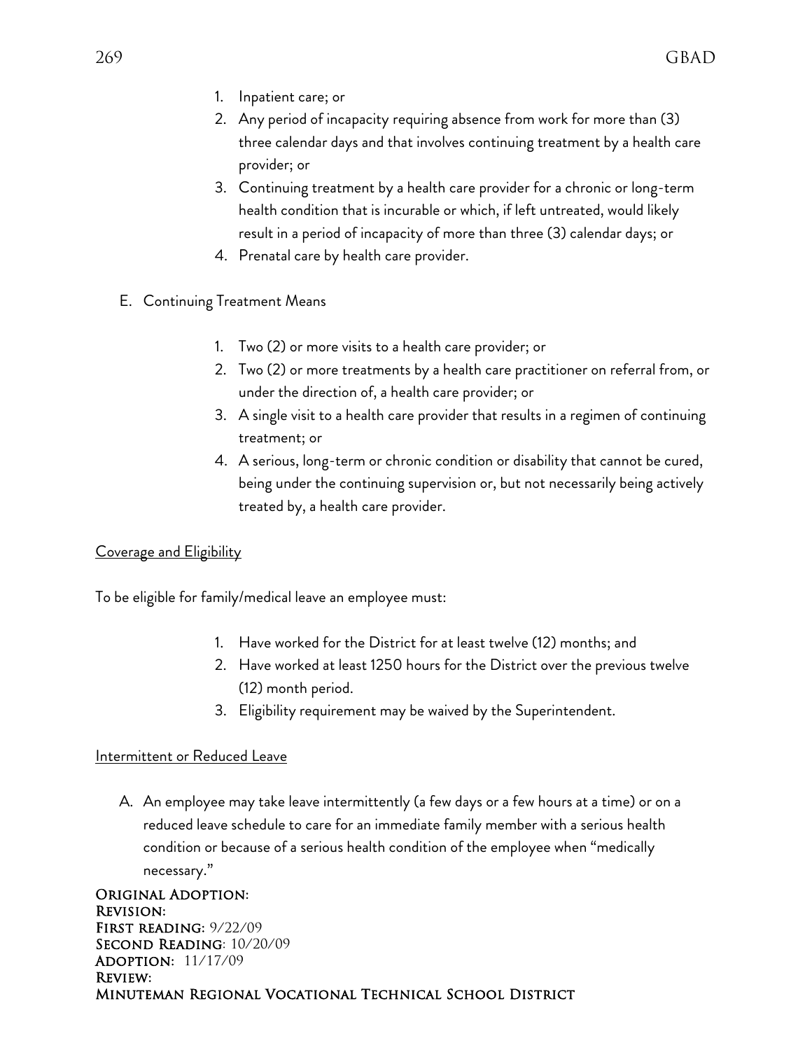1. Inpatient care; or
2. Any period of incapacity requiring absence from work for more than (3) three calendar days and that involves continuing treatment by a health care provider; or
3. Continuing treatment by a health care provider for a chronic or long-term health condition that is incurable or which, if left untreated, would likely result in a period of incapacity of more than three (3) calendar days; or
4. Prenatal care by health care provider.

E. Continuing Treatment Means

1. Two (2) or more visits to a health care provider; or
2. Two (2) or more treatments by a health care practitioner on referral from, or under the direction of, a health care provider; or
3. A single visit to a health care provider that results in a regimen of continuing treatment; or
4. A serious, long-term or chronic condition or disability that cannot be cured, being under the continuing supervision or, but not necessarily being actively treated by, a health care provider.

## Coverage and Eligibility

To be eligible for family/medical leave an employee must:

1. Have worked for the District for at least twelve (12) months; and
2. Have worked at least 1250 hours for the District over the previous twelve (12) month period.
3. Eligibility requirement may be waived by the Superintendent.

## Intermittent or Reduced Leave

A. An employee may take leave intermittently (a few days or a few hours at a time) or on a reduced leave schedule to care for an immediate family member with a serious health condition or because of a serious health condition of the employee when "medically necessary."

**Original Adoption:**
**Revision:**
**First reading:** 9/22/09
**Second Reading:** 10/20/09
**Adoption:** 11/17/09
**Review:**
**Minuteman Regional Vocational Technical School District**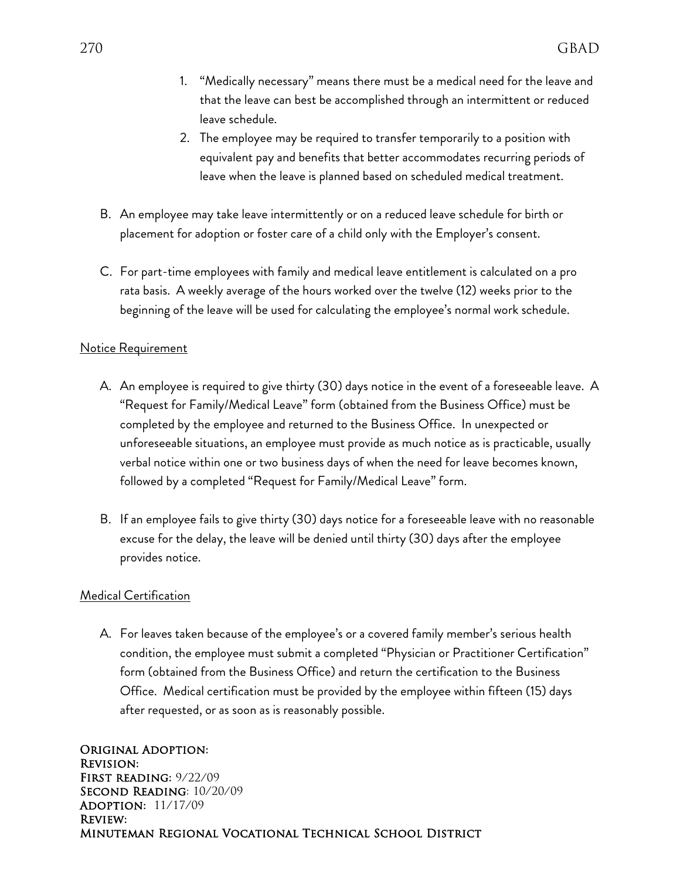1. "Medically necessary" means there must be a medical need for the leave and that the leave can best be accomplished through an intermittent or reduced leave schedule.
2. The employee may be required to transfer temporarily to a position with equivalent pay and benefits that better accommodates recurring periods of leave when the leave is planned based on scheduled medical treatment.

B. An employee may take leave intermittently or on a reduced leave schedule for birth or placement for adoption or foster care of a child only with the Employer's consent.

C. For part-time employees with family and medical leave entitlement is calculated on a pro rata basis. A weekly average of the hours worked over the twelve (12) weeks prior to the beginning of the leave will be used for calculating the employee's normal work schedule.

<u>Notice Requirement</u>

A. An employee is required to give thirty (30) days notice in the event of a foreseeable leave. A "Request for Family/Medical Leave" form (obtained from the Business Office) must be completed by the employee and returned to the Business Office. In unexpected or unforeseeable situations, an employee must provide as much notice as is practicable, usually verbal notice within one or two business days of when the need for leave becomes known, followed by a completed "Request for Family/Medical Leave" form.

B. If an employee fails to give thirty (30) days notice for a foreseeable leave with no reasonable excuse for the delay, the leave will be denied until thirty (30) days after the employee provides notice.

<u>Medical Certification</u>

A. For leaves taken because of the employee's or a covered family member's serious health condition, the employee must submit a completed "Physician or Practitioner Certification" form (obtained from the Business Office) and return the certification to the Business Office. Medical certification must be provided by the employee within fifteen (15) days after requested, or as soon as is reasonably possible.

**Original Adoption:**
**Revision:**
**First reading:** 9/22/09
**Second Reading:** 10/20/09
**Adoption:** 11/17/09
**Review:**
**Minuteman Regional Vocational Technical School District**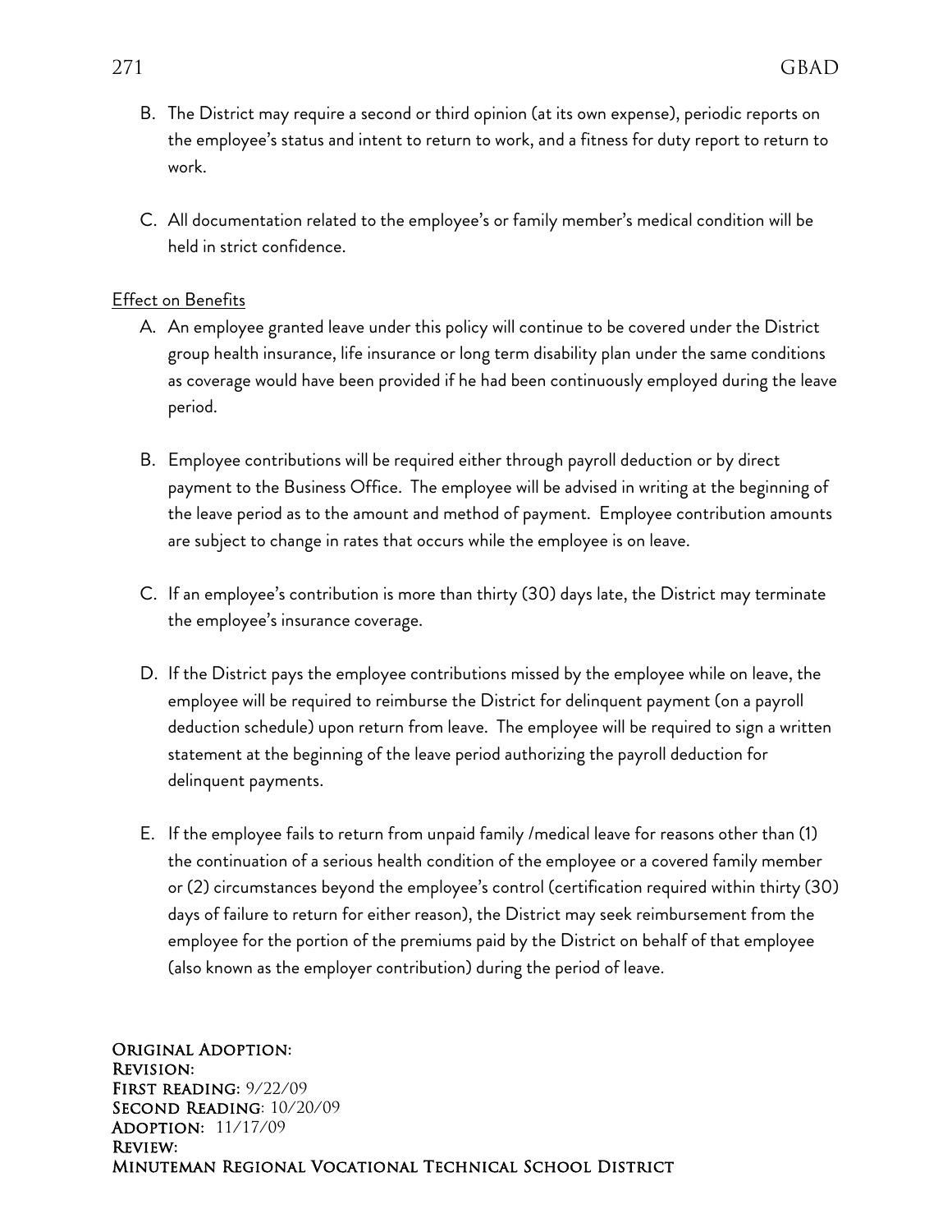B. The District may require a second or third opinion (at its own expense), periodic reports on the employee's status and intent to return to work, and a fitness for duty report to return to work.

C. All documentation related to the employee's or family member's medical condition will be held in strict confidence.

<u>Effect on Benefits</u>

A. An employee granted leave under this policy will continue to be covered under the District group health insurance, life insurance or long term disability plan under the same conditions as coverage would have been provided if he had been continuously employed during the leave period.

B. Employee contributions will be required either through payroll deduction or by direct payment to the Business Office. The employee will be advised in writing at the beginning of the leave period as to the amount and method of payment. Employee contribution amounts are subject to change in rates that occurs while the employee is on leave.

C. If an employee's contribution is more than thirty (30) days late, the District may terminate the employee's insurance coverage.

D. If the District pays the employee contributions missed by the employee while on leave, the employee will be required to reimburse the District for delinquent payment (on a payroll deduction schedule) upon return from leave. The employee will be required to sign a written statement at the beginning of the leave period authorizing the payroll deduction for delinquent payments.

E. If the employee fails to return from unpaid family /medical leave for reasons other than (1) the continuation of a serious health condition of the employee or a covered family member or (2) circumstances beyond the employee's control (certification required within thirty (30) days of failure to return for either reason), the District may seek reimbursement from the employee for the portion of the premiums paid by the District on behalf of that employee (also known as the employer contribution) during the period of leave.

**Original Adoption:**
**Revision:**
**First reading:** 9/22/09
**Second Reading:** 10/20/09
**Adoption:** 11/17/09
**Review:**
**Minuteman Regional Vocational Technical School District**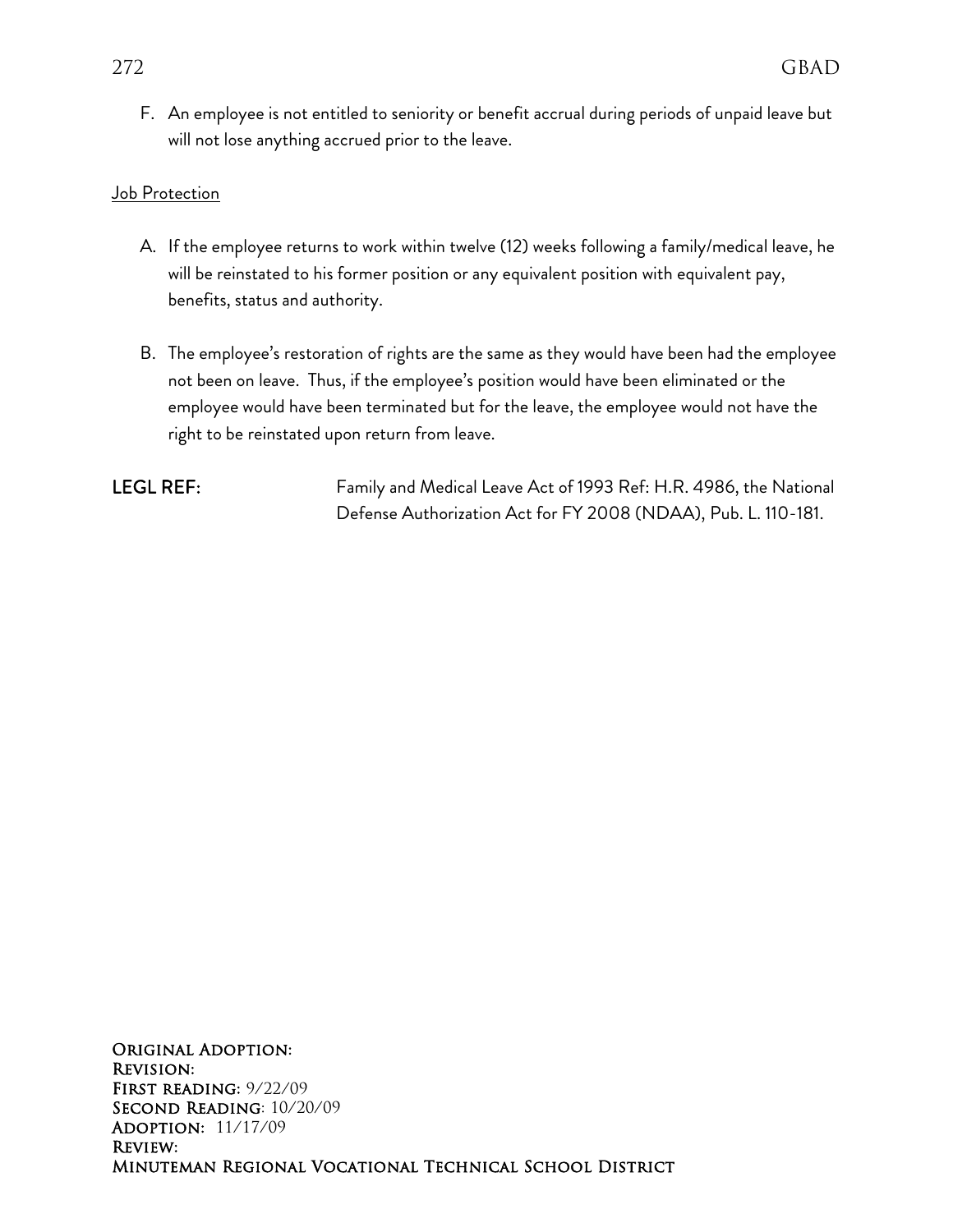F. An employee is not entitled to seniority or benefit accrual during periods of unpaid leave but will not lose anything accrued prior to the leave.

Job Protection

A. If the employee returns to work within twelve (12) weeks following a family/medical leave, he will be reinstated to his former position or any equivalent position with equivalent pay, benefits, status and authority.

B. The employee's restoration of rights are the same as they would have been had the employee not been on leave. Thus, if the employee's position would have been eliminated or the employee would have been terminated but for the leave, the employee would not have the right to be reinstated upon return from leave.

**LEGL REF:** Family and Medical Leave Act of 1993 Ref: H.R. 4986, the National Defense Authorization Act for FY 2008 (NDAA), Pub. L. 110-181.

**Original Adoption:**
**Revision:**
**First reading:** 9/22/09
**Second Reading:** 10/20/09
**Adoption:** 11/17/09
**Review:**
**Minuteman Regional Vocational Technical School District**